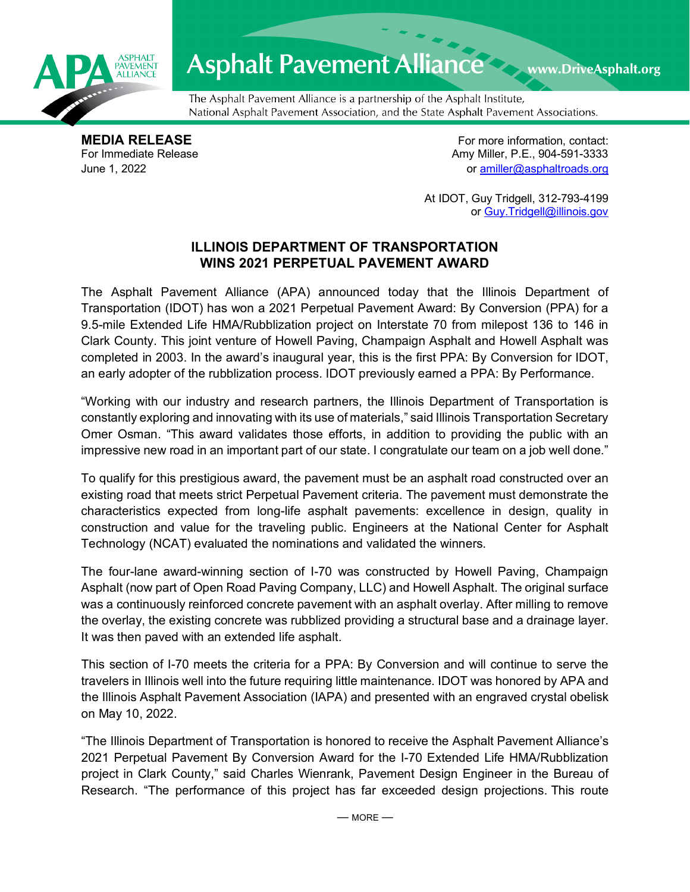Asphalt Pavement Alliance www.DriveAsphalt.org

The Asphalt Pavement Alliance is a partnership of the Asphalt Institute, National Asphalt Pavement Association, and the State Asphalt Pavement Associations.

**MEDIA RELEASE**
For Immediate Release
June 1, 2022

For more information, contact:
Amy Miller, P.E., 904-591-3333
or amiller@asphaltroads.org

At IDOT, Guy Tridgell, 312-793-4199
or Guy.Tridgell@illinois.gov

## ILLINOIS DEPARTMENT OF TRANSPORTATION WINS 2021 PERPETUAL PAVEMENT AWARD

The Asphalt Pavement Alliance (APA) announced today that the Illinois Department of Transportation (IDOT) has won a 2021 Perpetual Pavement Award: By Conversion (PPA) for a 9.5-mile Extended Life HMA/Rubblization project on Interstate 70 from milepost 136 to 146 in Clark County. This joint venture of Howell Paving, Champaign Asphalt and Howell Asphalt was completed in 2003. In the award's inaugural year, this is the first PPA: By Conversion for IDOT, an early adopter of the rubblization process. IDOT previously earned a PPA: By Performance.

"Working with our industry and research partners, the Illinois Department of Transportation is constantly exploring and innovating with its use of materials," said Illinois Transportation Secretary Omer Osman. "This award validates those efforts, in addition to providing the public with an impressive new road in an important part of our state. I congratulate our team on a job well done."

To qualify for this prestigious award, the pavement must be an asphalt road constructed over an existing road that meets strict Perpetual Pavement criteria. The pavement must demonstrate the characteristics expected from long-life asphalt pavements: excellence in design, quality in construction and value for the traveling public. Engineers at the National Center for Asphalt Technology (NCAT) evaluated the nominations and validated the winners.

The four-lane award-winning section of I-70 was constructed by Howell Paving, Champaign Asphalt (now part of Open Road Paving Company, LLC) and Howell Asphalt. The original surface was a continuously reinforced concrete pavement with an asphalt overlay. After milling to remove the overlay, the existing concrete was rubblized providing a structural base and a drainage layer. It was then paved with an extended life asphalt.

This section of I-70 meets the criteria for a PPA: By Conversion and will continue to serve the travelers in Illinois well into the future requiring little maintenance. IDOT was honored by APA and the Illinois Asphalt Pavement Association (IAPA) and presented with an engraved crystal obelisk on May 10, 2022.

"The Illinois Department of Transportation is honored to receive the Asphalt Pavement Alliance's 2021 Perpetual Pavement By Conversion Award for the I-70 Extended Life HMA/Rubblization project in Clark County," said Charles Wienrank, Pavement Design Engineer in the Bureau of Research. "The performance of this project has far exceeded design projections. This route

— MORE —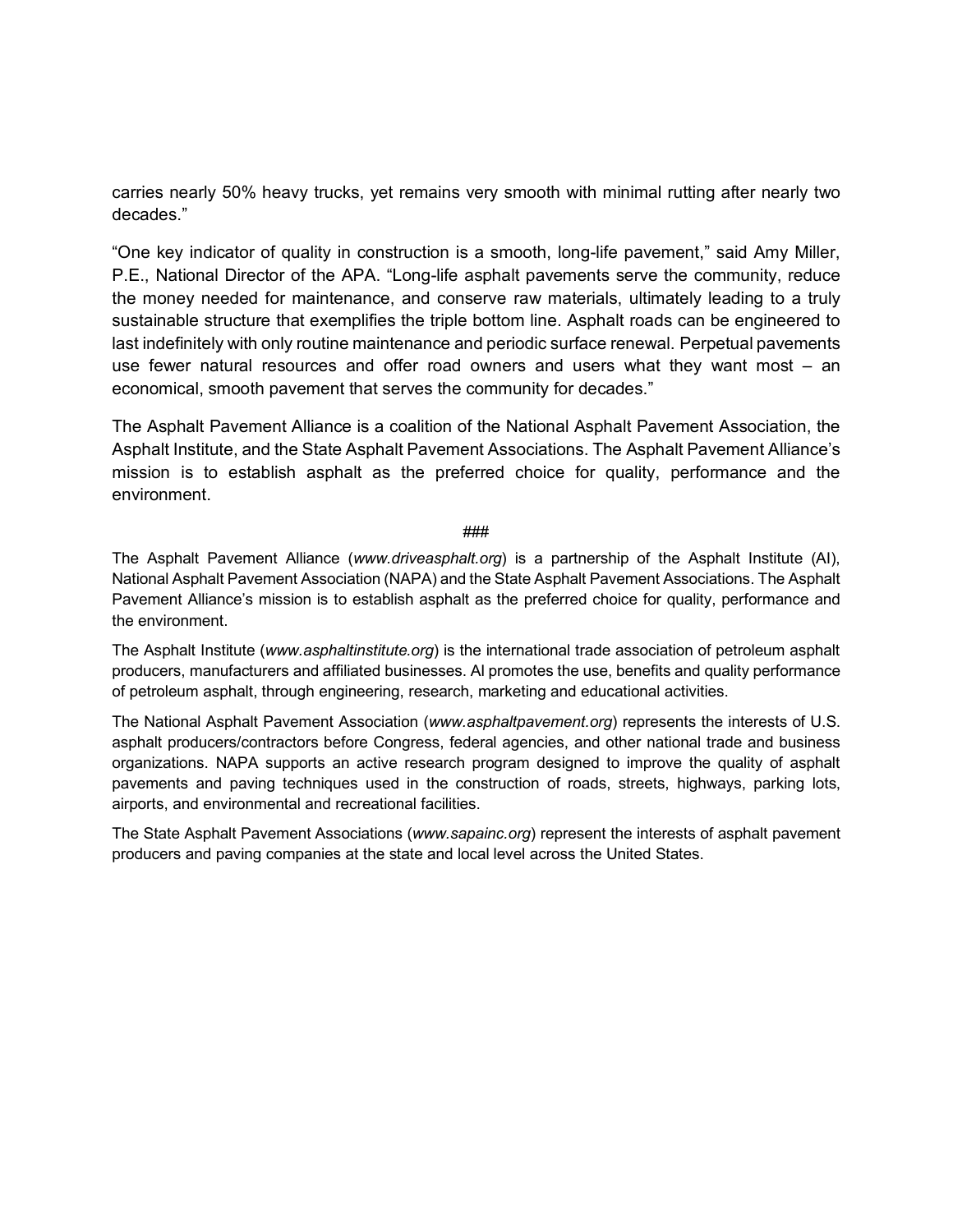carries nearly 50% heavy trucks, yet remains very smooth with minimal rutting after nearly two decades."

"One key indicator of quality in construction is a smooth, long-life pavement," said Amy Miller, P.E., National Director of the APA. "Long-life asphalt pavements serve the community, reduce the money needed for maintenance, and conserve raw materials, ultimately leading to a truly sustainable structure that exemplifies the triple bottom line. Asphalt roads can be engineered to last indefinitely with only routine maintenance and periodic surface renewal. Perpetual pavements use fewer natural resources and offer road owners and users what they want most – an economical, smooth pavement that serves the community for decades."

The Asphalt Pavement Alliance is a coalition of the National Asphalt Pavement Association, the Asphalt Institute, and the State Asphalt Pavement Associations. The Asphalt Pavement Alliance's mission is to establish asphalt as the preferred choice for quality, performance and the environment.

###

The Asphalt Pavement Alliance (*www.driveasphalt.org*) is a partnership of the Asphalt Institute (AI), National Asphalt Pavement Association (NAPA) and the State Asphalt Pavement Associations. The Asphalt Pavement Alliance's mission is to establish asphalt as the preferred choice for quality, performance and the environment.

The Asphalt Institute (*www.asphaltinstitute.org*) is the international trade association of petroleum asphalt producers, manufacturers and affiliated businesses. AI promotes the use, benefits and quality performance of petroleum asphalt, through engineering, research, marketing and educational activities.

The National Asphalt Pavement Association (*www.asphaltpavement.org*) represents the interests of U.S. asphalt producers/contractors before Congress, federal agencies, and other national trade and business organizations. NAPA supports an active research program designed to improve the quality of asphalt pavements and paving techniques used in the construction of roads, streets, highways, parking lots, airports, and environmental and recreational facilities.

The State Asphalt Pavement Associations (*www.sapainc.org*) represent the interests of asphalt pavement producers and paving companies at the state and local level across the United States.